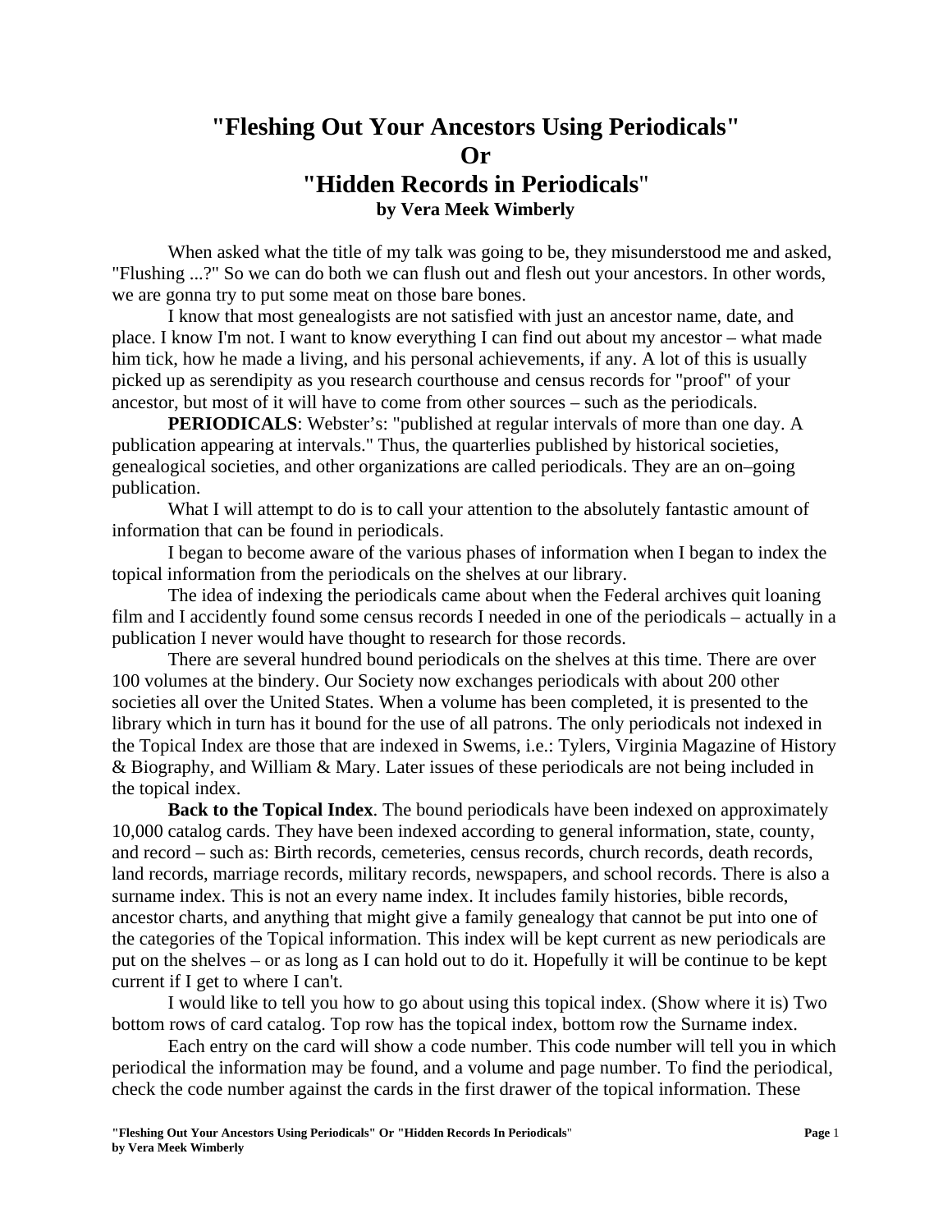# "Fleshing Out Your Ancestors Using Periodicals" Or "Hidden Records in Periodicals"

**by Vera Meek Wimberly**

When asked what the title of my talk was going to be, they misunderstood me and asked, "Flushing ...?" So we can do both we can flush out and flesh out your ancestors. In other words, we are gonna try to put some meat on those bare bones.

I know that most genealogists are not satisfied with just an ancestor name, date, and place. I know I'm not. I want to know everything I can find out about my ancestor – what made him tick, how he made a living, and his personal achievements, if any. A lot of this is usually picked up as serendipity as you research courthouse and census records for "proof" of your ancestor, but most of it will have to come from other sources – such as the periodicals.

**PERIODICALS**: Webster's: "published at regular intervals of more than one day. A publication appearing at intervals." Thus, the quarterlies published by historical societies, genealogical societies, and other organizations are called periodicals. They are an on–going publication.

What I will attempt to do is to call your attention to the absolutely fantastic amount of information that can be found in periodicals.

I began to become aware of the various phases of information when I began to index the topical information from the periodicals on the shelves at our library.

The idea of indexing the periodicals came about when the Federal archives quit loaning film and I accidently found some census records I needed in one of the periodicals – actually in a publication I never would have thought to research for those records.

There are several hundred bound periodicals on the shelves at this time. There are over 100 volumes at the bindery. Our Society now exchanges periodicals with about 200 other societies all over the United States. When a volume has been completed, it is presented to the library which in turn has it bound for the use of all patrons. The only periodicals not indexed in the Topical Index are those that are indexed in Swems, i.e.: Tylers, Virginia Magazine of History & Biography, and William & Mary. Later issues of these periodicals are not being included in the topical index.

**Back to the Topical Index**. The bound periodicals have been indexed on approximately 10,000 catalog cards. They have been indexed according to general information, state, county, and record – such as: Birth records, cemeteries, census records, church records, death records, land records, marriage records, military records, newspapers, and school records. There is also a surname index. This is not an every name index. It includes family histories, bible records, ancestor charts, and anything that might give a family genealogy that cannot be put into one of the categories of the Topical information. This index will be kept current as new periodicals are put on the shelves – or as long as I can hold out to do it. Hopefully it will be continue to be kept current if I get to where I can't.

I would like to tell you how to go about using this topical index. (Show where it is) Two bottom rows of card catalog. Top row has the topical index, bottom row the Surname index.

Each entry on the card will show a code number. This code number will tell you in which periodical the information may be found, and a volume and page number. To find the periodical, check the code number against the cards in the first drawer of the topical information. These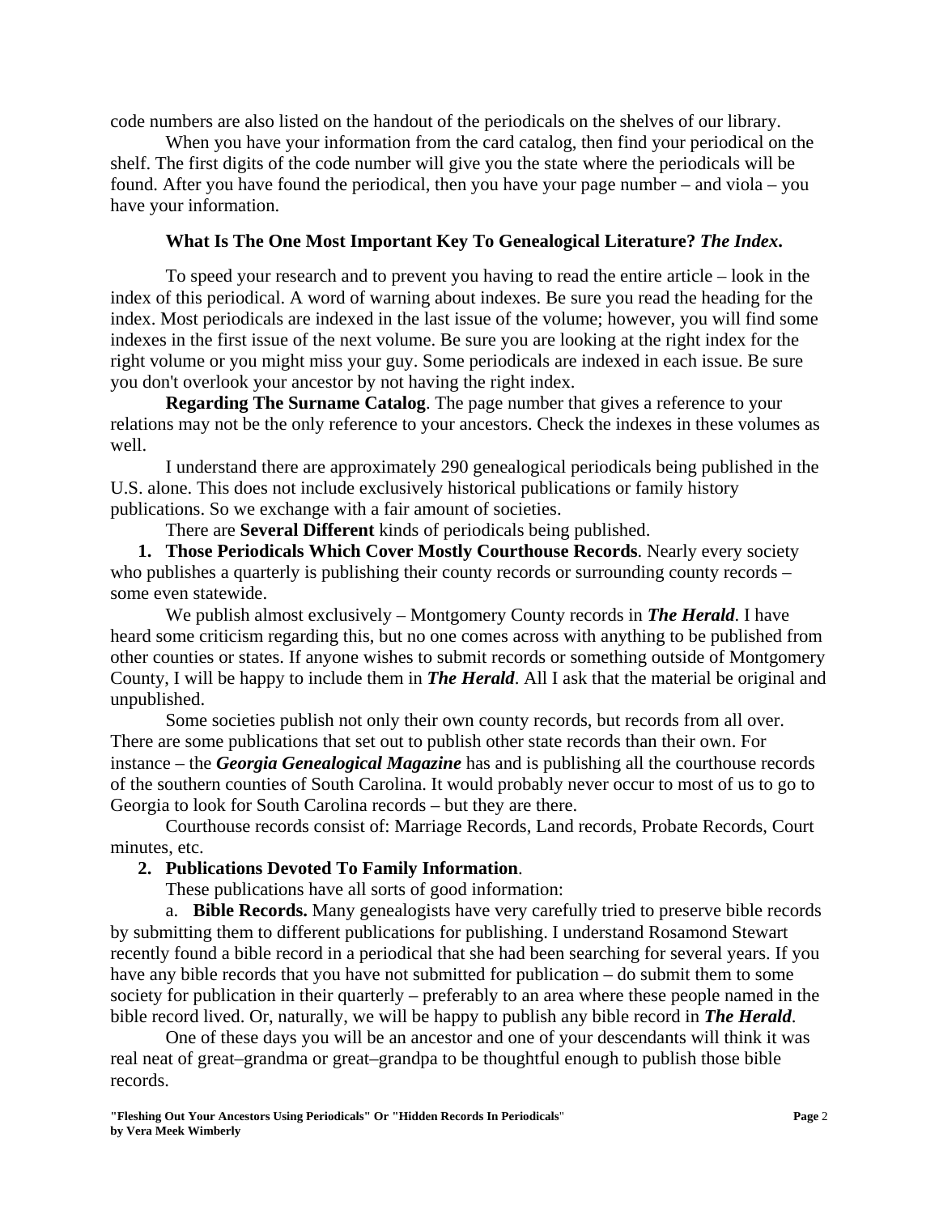code numbers are also listed on the handout of the periodicals on the shelves of our library.

When you have your information from the card catalog, then find your periodical on the shelf. The first digits of the code number will give you the state where the periodicals will be found. After you have found the periodical, then you have your page number – and viola – you have your information.

**What Is The One Most Important Key To Genealogical Literature? *The Index*.**

To speed your research and to prevent you having to read the entire article – look in the index of this periodical. A word of warning about indexes. Be sure you read the heading for the index. Most periodicals are indexed in the last issue of the volume; however, you will find some indexes in the first issue of the next volume. Be sure you are looking at the right index for the right volume or you might miss your guy. Some periodicals are indexed in each issue. Be sure you don't overlook your ancestor by not having the right index.

**Regarding The Surname Catalog**. The page number that gives a reference to your relations may not be the only reference to your ancestors. Check the indexes in these volumes as well.

I understand there are approximately 290 genealogical periodicals being published in the U.S. alone. This does not include exclusively historical publications or family history publications. So we exchange with a fair amount of societies.

There are **Several Different** kinds of periodicals being published.

1. **Those Periodicals Which Cover Mostly Courthouse Records**. Nearly every society who publishes a quarterly is publishing their county records or surrounding county records – some even statewide.

We publish almost exclusively – Montgomery County records in ***The Herald***. I have heard some criticism regarding this, but no one comes across with anything to be published from other counties or states. If anyone wishes to submit records or something outside of Montgomery County, I will be happy to include them in ***The Herald***. All I ask that the material be original and unpublished.

Some societies publish not only their own county records, but records from all over. There are some publications that set out to publish other state records than their own. For instance – the ***Georgia Genealogical Magazine*** has and is publishing all the courthouse records of the southern counties of South Carolina. It would probably never occur to most of us to go to Georgia to look for South Carolina records – but they are there.

Courthouse records consist of: Marriage Records, Land records, Probate Records, Court minutes, etc.

2. **Publications Devoted To Family Information**.

These publications have all sorts of good information:

a. **Bible Records.** Many genealogists have very carefully tried to preserve bible records by submitting them to different publications for publishing. I understand Rosamond Stewart recently found a bible record in a periodical that she had been searching for several years. If you have any bible records that you have not submitted for publication – do submit them to some society for publication in their quarterly – preferably to an area where these people named in the bible record lived. Or, naturally, we will be happy to publish any bible record in ***The Herald***.

One of these days you will be an ancestor and one of your descendants will think it was real neat of great–grandma or great–grandpa to be thoughtful enough to publish those bible records.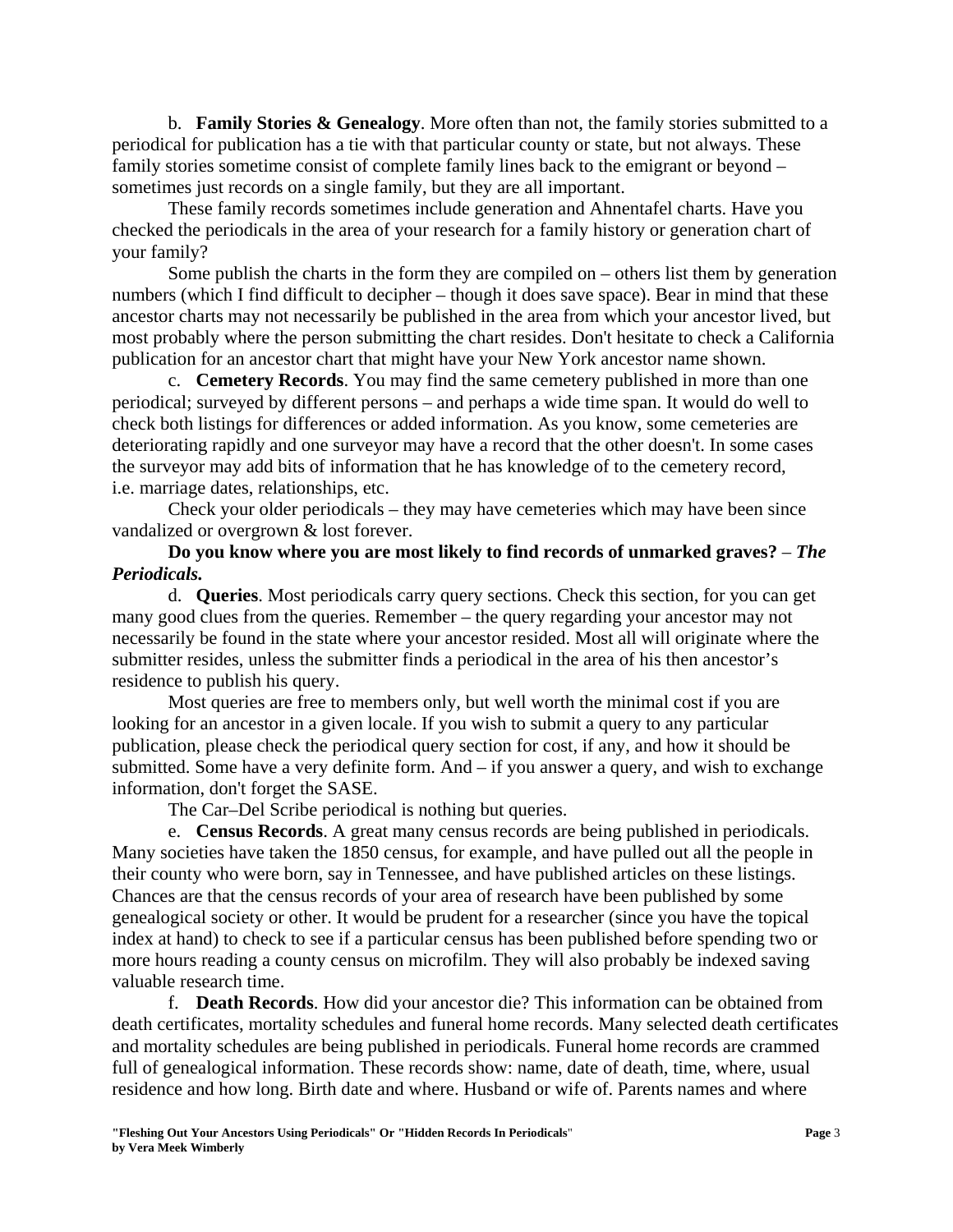b. **Family Stories & Genealogy**. More often than not, the family stories submitted to a periodical for publication has a tie with that particular county or state, but not always. These family stories sometime consist of complete family lines back to the emigrant or beyond – sometimes just records on a single family, but they are all important.

These family records sometimes include generation and Ahnentafel charts. Have you checked the periodicals in the area of your research for a family history or generation chart of your family?

Some publish the charts in the form they are compiled on – others list them by generation numbers (which I find difficult to decipher – though it does save space). Bear in mind that these ancestor charts may not necessarily be published in the area from which your ancestor lived, but most probably where the person submitting the chart resides. Don't hesitate to check a California publication for an ancestor chart that might have your New York ancestor name shown.

c. **Cemetery Records**. You may find the same cemetery published in more than one periodical; surveyed by different persons – and perhaps a wide time span. It would do well to check both listings for differences or added information. As you know, some cemeteries are deteriorating rapidly and one surveyor may have a record that the other doesn't. In some cases the surveyor may add bits of information that he has knowledge of to the cemetery record, i.e. marriage dates, relationships, etc.

Check your older periodicals – they may have cemeteries which may have been since vandalized or overgrown & lost forever.

**Do you know where you are most likely to find records of unmarked graves?** – ***The Periodicals.***

d. **Queries**. Most periodicals carry query sections. Check this section, for you can get many good clues from the queries. Remember – the query regarding your ancestor may not necessarily be found in the state where your ancestor resided. Most all will originate where the submitter resides, unless the submitter finds a periodical in the area of his then ancestor's residence to publish his query.

Most queries are free to members only, but well worth the minimal cost if you are looking for an ancestor in a given locale. If you wish to submit a query to any particular publication, please check the periodical query section for cost, if any, and how it should be submitted. Some have a very definite form. And – if you answer a query, and wish to exchange information, don't forget the SASE.

The Car–Del Scribe periodical is nothing but queries.

e. **Census Records**. A great many census records are being published in periodicals. Many societies have taken the 1850 census, for example, and have pulled out all the people in their county who were born, say in Tennessee, and have published articles on these listings. Chances are that the census records of your area of research have been published by some genealogical society or other. It would be prudent for a researcher (since you have the topical index at hand) to check to see if a particular census has been published before spending two or more hours reading a county census on microfilm. They will also probably be indexed saving valuable research time.

f. **Death Records**. How did your ancestor die? This information can be obtained from death certificates, mortality schedules and funeral home records. Many selected death certificates and mortality schedules are being published in periodicals. Funeral home records are crammed full of genealogical information. These records show: name, date of death, time, where, usual residence and how long. Birth date and where. Husband or wife of. Parents names and where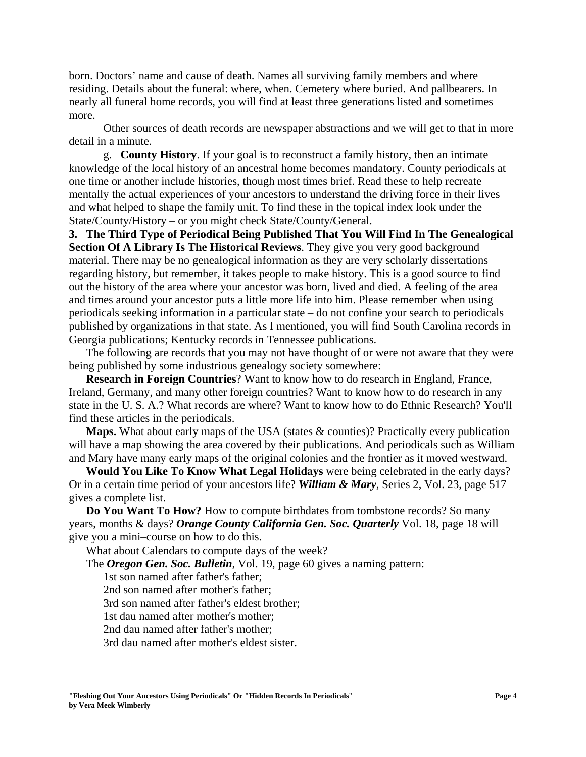born. Doctors' name and cause of death. Names all surviving family members and where residing. Details about the funeral: where, when. Cemetery where buried. And pallbearers. In nearly all funeral home records, you will find at least three generations listed and sometimes more.

Other sources of death records are newspaper abstractions and we will get to that in more detail in a minute.

g. **County History**. If your goal is to reconstruct a family history, then an intimate knowledge of the local history of an ancestral home becomes mandatory. County periodicals at one time or another include histories, though most times brief. Read these to help recreate mentally the actual experiences of your ancestors to understand the driving force in their lives and what helped to shape the family unit. To find these in the topical index look under the State/County/History – or you might check State/County/General.

**3. The Third Type of Periodical Being Published That You Will Find In The Genealogical Section Of A Library Is The Historical Reviews**. They give you very good background material. There may be no genealogical information as they are very scholarly dissertations regarding history, but remember, it takes people to make history. This is a good source to find out the history of the area where your ancestor was born, lived and died. A feeling of the area and times around your ancestor puts a little more life into him. Please remember when using periodicals seeking information in a particular state – do not confine your search to periodicals published by organizations in that state. As I mentioned, you will find South Carolina records in Georgia publications; Kentucky records in Tennessee publications.

The following are records that you may not have thought of or were not aware that they were being published by some industrious genealogy society somewhere:

**Research in Foreign Countries**? Want to know how to do research in England, France, Ireland, Germany, and many other foreign countries? Want to know how to do research in any state in the U. S. A.? What records are where? Want to know how to do Ethnic Research? You'll find these articles in the periodicals.

**Maps.** What about early maps of the USA (states & counties)? Practically every publication will have a map showing the area covered by their publications. And periodicals such as William and Mary have many early maps of the original colonies and the frontier as it moved westward.

**Would You Like To Know What Legal Holidays** were being celebrated in the early days? Or in a certain time period of your ancestors life? ***William & Mary***, Series 2, Vol. 23, page 517 gives a complete list.

**Do You Want To How?** How to compute birthdates from tombstone records? So many years, months & days? ***Orange County California Gen. Soc. Quarterly*** Vol. 18, page 18 will give you a mini–course on how to do this.

What about Calendars to compute days of the week?

The ***Oregon Gen. Soc. Bulletin***, Vol. 19, page 60 gives a naming pattern:

1st son named after father's father;
2nd son named after mother's father;
3rd son named after father's eldest brother;
1st dau named after mother's mother;
2nd dau named after father's mother;
3rd dau named after mother's eldest sister.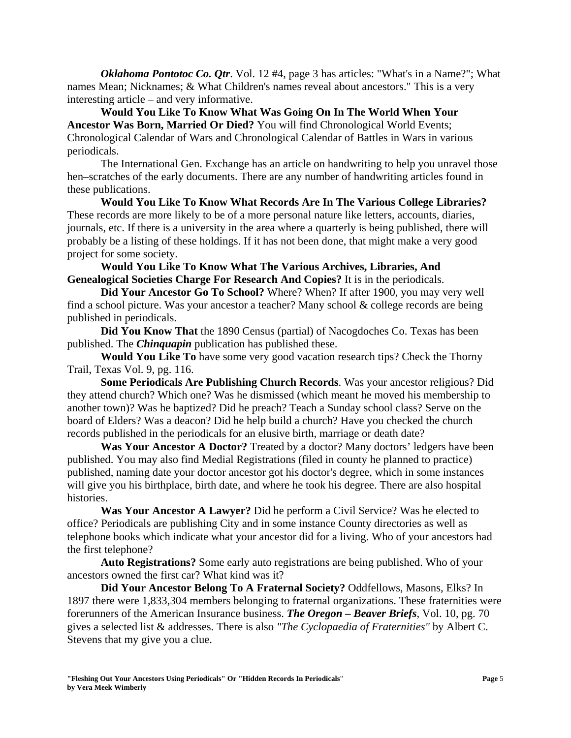***Oklahoma Pontotoc Co. Qtr***. Vol. 12 #4, page 3 has articles: "What's in a Name?"; What names Mean; Nicknames; & What Children's names reveal about ancestors." This is a very interesting article – and very informative.

**Would You Like To Know What Was Going On In The World When Your Ancestor Was Born, Married Or Died?** You will find Chronological World Events; Chronological Calendar of Wars and Chronological Calendar of Battles in Wars in various periodicals.

The International Gen. Exchange has an article on handwriting to help you unravel those hen–scratches of the early documents. There are any number of handwriting articles found in these publications.

**Would You Like To Know What Records Are In The Various College Libraries?** These records are more likely to be of a more personal nature like letters, accounts, diaries, journals, etc. If there is a university in the area where a quarterly is being published, there will probably be a listing of these holdings. If it has not been done, that might make a very good project for some society.

**Would You Like To Know What The Various Archives, Libraries, And Genealogical Societies Charge For Research And Copies?** It is in the periodicals.

**Did Your Ancestor Go To School?** Where? When? If after 1900, you may very well find a school picture. Was your ancestor a teacher? Many school & college records are being published in periodicals.

**Did You Know That** the 1890 Census (partial) of Nacogdoches Co. Texas has been published. The ***Chinquapin*** publication has published these.

**Would You Like To** have some very good vacation research tips? Check the Thorny Trail, Texas Vol. 9, pg. 116.

**Some Periodicals Are Publishing Church Records**. Was your ancestor religious? Did they attend church? Which one? Was he dismissed (which meant he moved his membership to another town)? Was he baptized? Did he preach? Teach a Sunday school class? Serve on the board of Elders? Was a deacon? Did he help build a church? Have you checked the church records published in the periodicals for an elusive birth, marriage or death date?

**Was Your Ancestor A Doctor?** Treated by a doctor? Many doctors' ledgers have been published. You may also find Medial Registrations (filed in county he planned to practice) published, naming date your doctor ancestor got his doctor's degree, which in some instances will give you his birthplace, birth date, and where he took his degree. There are also hospital histories.

**Was Your Ancestor A Lawyer?** Did he perform a Civil Service? Was he elected to office? Periodicals are publishing City and in some instance County directories as well as telephone books which indicate what your ancestor did for a living. Who of your ancestors had the first telephone?

**Auto Registrations?** Some early auto registrations are being published. Who of your ancestors owned the first car? What kind was it?

**Did Your Ancestor Belong To A Fraternal Society?** Oddfellows, Masons, Elks? In 1897 there were 1,833,304 members belonging to fraternal organizations. These fraternities were forerunners of the American Insurance business. ***The Oregon – Beaver Briefs***, Vol. 10, pg. 70 gives a selected list & addresses. There is also *"The Cyclopaedia of Fraternities"* by Albert C. Stevens that my give you a clue.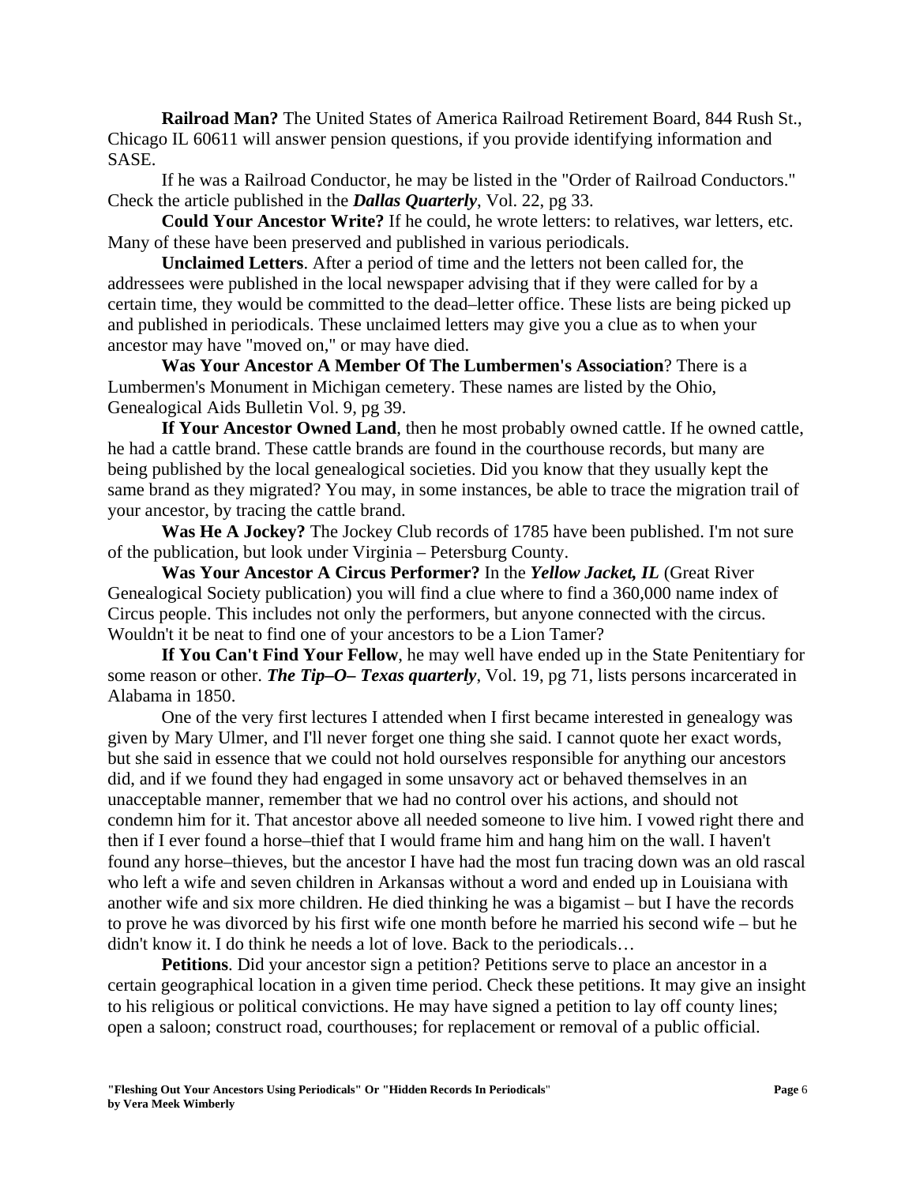**Railroad Man?** The United States of America Railroad Retirement Board, 844 Rush St., Chicago IL 60611 will answer pension questions, if you provide identifying information and SASE.

If he was a Railroad Conductor, he may be listed in the "Order of Railroad Conductors." Check the article published in the ***Dallas Quarterly***, Vol. 22, pg 33.

**Could Your Ancestor Write?** If he could, he wrote letters: to relatives, war letters, etc. Many of these have been preserved and published in various periodicals.

**Unclaimed Letters**. After a period of time and the letters not been called for, the addressees were published in the local newspaper advising that if they were called for by a certain time, they would be committed to the dead–letter office. These lists are being picked up and published in periodicals. These unclaimed letters may give you a clue as to when your ancestor may have "moved on," or may have died.

**Was Your Ancestor A Member Of The Lumbermen's Association**? There is a Lumbermen's Monument in Michigan cemetery. These names are listed by the Ohio, Genealogical Aids Bulletin Vol. 9, pg 39.

**If Your Ancestor Owned Land**, then he most probably owned cattle. If he owned cattle, he had a cattle brand. These cattle brands are found in the courthouse records, but many are being published by the local genealogical societies. Did you know that they usually kept the same brand as they migrated? You may, in some instances, be able to trace the migration trail of your ancestor, by tracing the cattle brand.

**Was He A Jockey?** The Jockey Club records of 1785 have been published. I'm not sure of the publication, but look under Virginia – Petersburg County.

**Was Your Ancestor A Circus Performer?** In the ***Yellow Jacket, IL*** (Great River Genealogical Society publication) you will find a clue where to find a 360,000 name index of Circus people. This includes not only the performers, but anyone connected with the circus. Wouldn't it be neat to find one of your ancestors to be a Lion Tamer?

**If You Can't Find Your Fellow**, he may well have ended up in the State Penitentiary for some reason or other. ***The Tip–O– Texas quarterly***, Vol. 19, pg 71, lists persons incarcerated in Alabama in 1850.

One of the very first lectures I attended when I first became interested in genealogy was given by Mary Ulmer, and I'll never forget one thing she said. I cannot quote her exact words, but she said in essence that we could not hold ourselves responsible for anything our ancestors did, and if we found they had engaged in some unsavory act or behaved themselves in an unacceptable manner, remember that we had no control over his actions, and should not condemn him for it. That ancestor above all needed someone to live him. I vowed right there and then if I ever found a horse–thief that I would frame him and hang him on the wall. I haven't found any horse–thieves, but the ancestor I have had the most fun tracing down was an old rascal who left a wife and seven children in Arkansas without a word and ended up in Louisiana with another wife and six more children. He died thinking he was a bigamist – but I have the records to prove he was divorced by his first wife one month before he married his second wife – but he didn't know it. I do think he needs a lot of love. Back to the periodicals…

**Petitions**. Did your ancestor sign a petition? Petitions serve to place an ancestor in a certain geographical location in a given time period. Check these petitions. It may give an insight to his religious or political convictions. He may have signed a petition to lay off county lines; open a saloon; construct road, courthouses; for replacement or removal of a public official.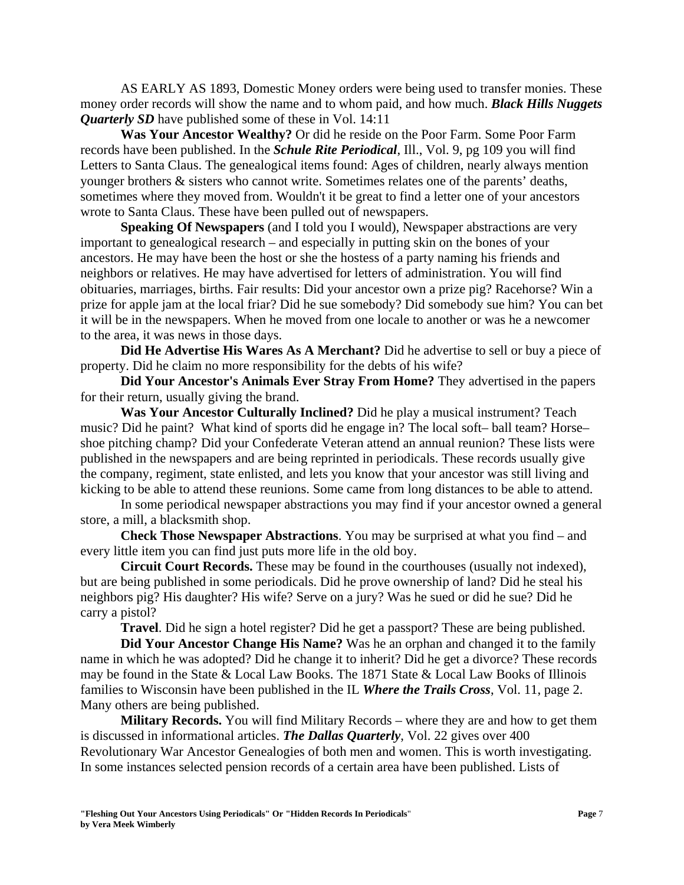AS EARLY AS 1893, Domestic Money orders were being used to transfer monies. These money order records will show the name and to whom paid, and how much. ***Black Hills Nuggets Quarterly SD*** have published some of these in Vol. 14:11

**Was Your Ancestor Wealthy?** Or did he reside on the Poor Farm. Some Poor Farm records have been published. In the ***Schule Rite Periodical***, Ill., Vol. 9, pg 109 you will find Letters to Santa Claus. The genealogical items found: Ages of children, nearly always mention younger brothers & sisters who cannot write. Sometimes relates one of the parents' deaths, sometimes where they moved from. Wouldn't it be great to find a letter one of your ancestors wrote to Santa Claus. These have been pulled out of newspapers.

**Speaking Of Newspapers** (and I told you I would), Newspaper abstractions are very important to genealogical research – and especially in putting skin on the bones of your ancestors. He may have been the host or she the hostess of a party naming his friends and neighbors or relatives. He may have advertised for letters of administration. You will find obituaries, marriages, births. Fair results: Did your ancestor own a prize pig? Racehorse? Win a prize for apple jam at the local friar? Did he sue somebody? Did somebody sue him? You can bet it will be in the newspapers. When he moved from one locale to another or was he a newcomer to the area, it was news in those days.

**Did He Advertise His Wares As A Merchant?** Did he advertise to sell or buy a piece of property. Did he claim no more responsibility for the debts of his wife?

**Did Your Ancestor's Animals Ever Stray From Home?** They advertised in the papers for their return, usually giving the brand.

**Was Your Ancestor Culturally Inclined?** Did he play a musical instrument? Teach music? Did he paint? What kind of sports did he engage in? The local soft– ball team? Horse–shoe pitching champ? Did your Confederate Veteran attend an annual reunion? These lists were published in the newspapers and are being reprinted in periodicals. These records usually give the company, regiment, state enlisted, and lets you know that your ancestor was still living and kicking to be able to attend these reunions. Some came from long distances to be able to attend.

In some periodical newspaper abstractions you may find if your ancestor owned a general store, a mill, a blacksmith shop.

**Check Those Newspaper Abstractions**. You may be surprised at what you find – and every little item you can find just puts more life in the old boy.

**Circuit Court Records.** These may be found in the courthouses (usually not indexed), but are being published in some periodicals. Did he prove ownership of land? Did he steal his neighbors pig? His daughter? His wife? Serve on a jury? Was he sued or did he sue? Did he carry a pistol?

**Travel**. Did he sign a hotel register? Did he get a passport? These are being published.

**Did Your Ancestor Change His Name?** Was he an orphan and changed it to the family name in which he was adopted? Did he change it to inherit? Did he get a divorce? These records may be found in the State & Local Law Books. The 1871 State & Local Law Books of Illinois families to Wisconsin have been published in the IL ***Where the Trails Cross***, Vol. 11, page 2. Many others are being published.

**Military Records.** You will find Military Records – where they are and how to get them is discussed in informational articles. ***The Dallas Quarterly***, Vol. 22 gives over 400 Revolutionary War Ancestor Genealogies of both men and women. This is worth investigating. In some instances selected pension records of a certain area have been published. Lists of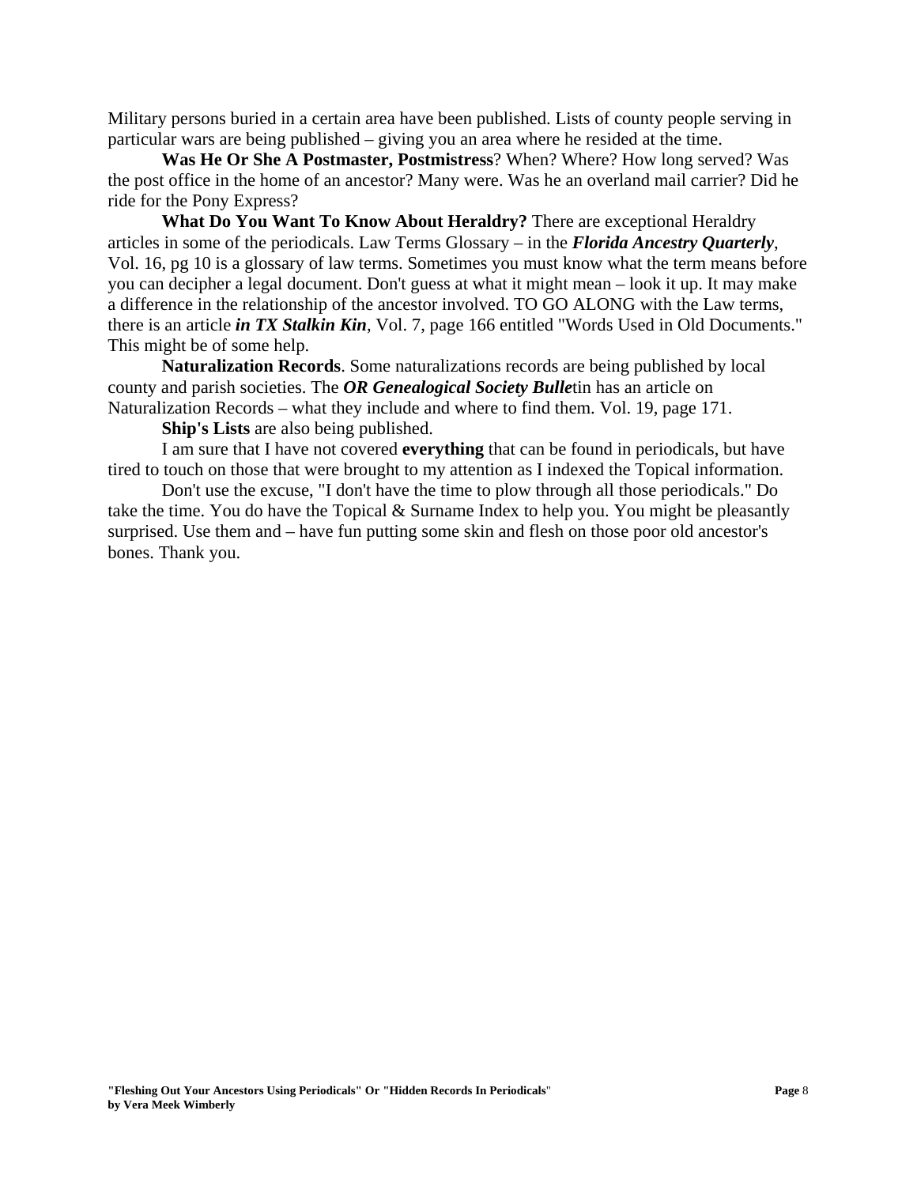Military persons buried in a certain area have been published. Lists of county people serving in particular wars are being published – giving you an area where he resided at the time.

**Was He Or She A Postmaster, Postmistress**? When? Where? How long served? Was the post office in the home of an ancestor? Many were. Was he an overland mail carrier? Did he ride for the Pony Express?

**What Do You Want To Know About Heraldry?** There are exceptional Heraldry articles in some of the periodicals. Law Terms Glossary – in the ***Florida Ancestry Quarterly***, Vol. 16, pg 10 is a glossary of law terms. Sometimes you must know what the term means before you can decipher a legal document. Don't guess at what it might mean – look it up. It may make a difference in the relationship of the ancestor involved. TO GO ALONG with the Law terms, there is an article ***in TX Stalkin Kin***, Vol. 7, page 166 entitled "Words Used in Old Documents." This might be of some help.

**Naturalization Records**. Some naturalizations records are being published by local county and parish societies. The ***OR Genealogical Society Bulle***tin has an article on Naturalization Records – what they include and where to find them. Vol. 19, page 171.

**Ship's Lists** are also being published.

I am sure that I have not covered **everything** that can be found in periodicals, but have tired to touch on those that were brought to my attention as I indexed the Topical information.

Don't use the excuse, "I don't have the time to plow through all those periodicals." Do take the time. You do have the Topical & Surname Index to help you. You might be pleasantly surprised. Use them and – have fun putting some skin and flesh on those poor old ancestor's bones. Thank you.